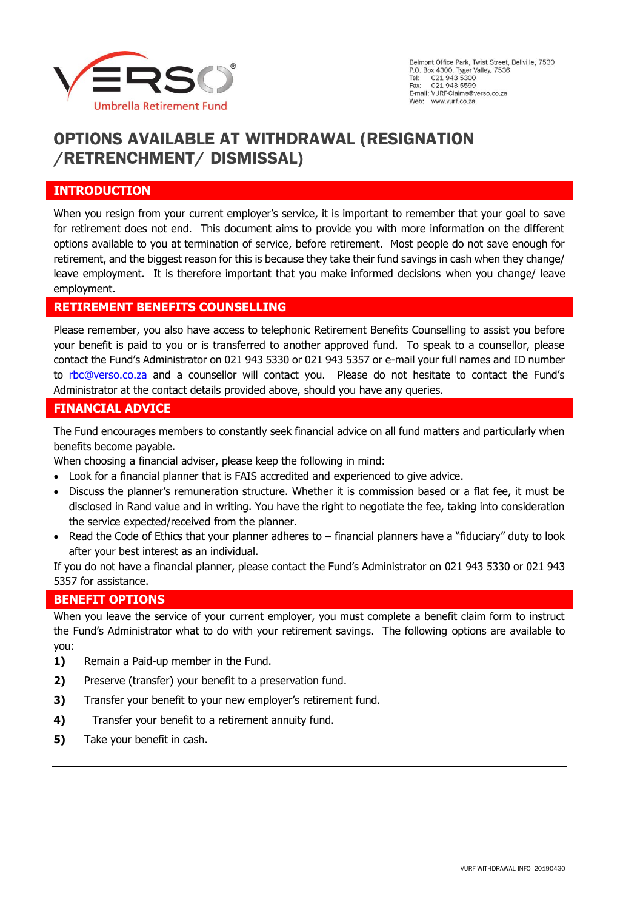VERSO®
Umbrella Retirement Fund

Belmont Office Park, Twist Street, Bellville, 7530
P.O. Box 4300, Tyger Valley, 7536
Tel: 021 943 5300
Fax: 021 943 5599
E-mail: VURF-Claims@verso.co.za
Web: www.vurf.co.za

# OPTIONS AVAILABLE AT WITHDRAWAL (RESIGNATION /RETRENCHMENT/ DISMISSAL)

## INTRODUCTION

When you resign from your current employer's service, it is important to remember that your goal to save for retirement does not end. This document aims to provide you with more information on the different options available to you at termination of service, before retirement. Most people do not save enough for retirement, and the biggest reason for this is because they take their fund savings in cash when they change/ leave employment. It is therefore important that you make informed decisions when you change/ leave employment.

## RETIREMENT BENEFITS COUNSELLING

Please remember, you also have access to telephonic Retirement Benefits Counselling to assist you before your benefit is paid to you or is transferred to another approved fund. To speak to a counsellor, please contact the Fund's Administrator on 021 943 5330 or 021 943 5357 or e-mail your full names and ID number to rbc@verso.co.za and a counsellor will contact you. Please do not hesitate to contact the Fund's Administrator at the contact details provided above, should you have any queries.

## FINANCIAL ADVICE

The Fund encourages members to constantly seek financial advice on all fund matters and particularly when benefits become payable.

When choosing a financial adviser, please keep the following in mind:

- Look for a financial planner that is FAIS accredited and experienced to give advice.
- Discuss the planner's remuneration structure. Whether it is commission based or a flat fee, it must be disclosed in Rand value and in writing. You have the right to negotiate the fee, taking into consideration the service expected/received from the planner.
- Read the Code of Ethics that your planner adheres to – financial planners have a "fiduciary" duty to look after your best interest as an individual.

If you do not have a financial planner, please contact the Fund's Administrator on 021 943 5330 or 021 943 5357 for assistance.

## BENEFIT OPTIONS

When you leave the service of your current employer, you must complete a benefit claim form to instruct the Fund's Administrator what to do with your retirement savings. The following options are available to you:

**1)** Remain a Paid-up member in the Fund.

**2)** Preserve (transfer) your benefit to a preservation fund.

**3)** Transfer your benefit to your new employer's retirement fund.

**4)** Transfer your benefit to a retirement annuity fund.

**5)** Take your benefit in cash.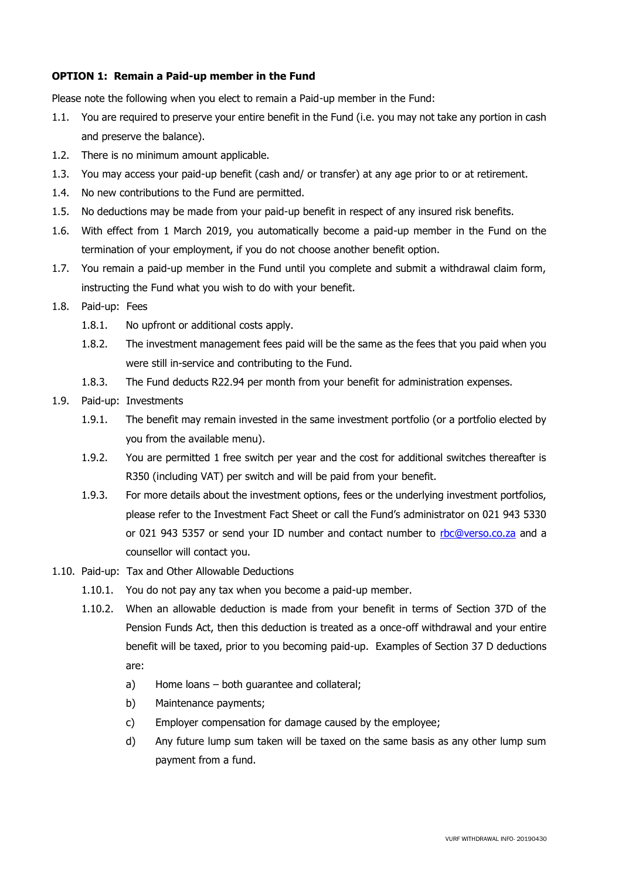**OPTION 1: Remain a Paid-up member in the Fund**

Please note the following when you elect to remain a Paid-up member in the Fund:

1.1. You are required to preserve your entire benefit in the Fund (i.e. you may not take any portion in cash and preserve the balance).

1.2. There is no minimum amount applicable.

1.3. You may access your paid-up benefit (cash and/ or transfer) at any age prior to or at retirement.

1.4. No new contributions to the Fund are permitted.

1.5. No deductions may be made from your paid-up benefit in respect of any insured risk benefits.

1.6. With effect from 1 March 2019, you automatically become a paid-up member in the Fund on the termination of your employment, if you do not choose another benefit option.

1.7. You remain a paid-up member in the Fund until you complete and submit a withdrawal claim form, instructing the Fund what you wish to do with your benefit.

1.8. Paid-up: Fees

   1.8.1. No upfront or additional costs apply.

   1.8.2. The investment management fees paid will be the same as the fees that you paid when you were still in-service and contributing to the Fund.

   1.8.3. The Fund deducts R22.94 per month from your benefit for administration expenses.

1.9. Paid-up: Investments

   1.9.1. The benefit may remain invested in the same investment portfolio (or a portfolio elected by you from the available menu).

   1.9.2. You are permitted 1 free switch per year and the cost for additional switches thereafter is R350 (including VAT) per switch and will be paid from your benefit.

   1.9.3. For more details about the investment options, fees or the underlying investment portfolios, please refer to the Investment Fact Sheet or call the Fund's administrator on 021 943 5330 or 021 943 5357 or send your ID number and contact number to rbc@verso.co.za and a counsellor will contact you.

1.10. Paid-up: Tax and Other Allowable Deductions

   1.10.1. You do not pay any tax when you become a paid-up member.

   1.10.2. When an allowable deduction is made from your benefit in terms of Section 37D of the Pension Funds Act, then this deduction is treated as a once-off withdrawal and your entire benefit will be taxed, prior to you becoming paid-up. Examples of Section 37 D deductions are:

      a) Home loans – both guarantee and collateral;

      b) Maintenance payments;

      c) Employer compensation for damage caused by the employee;

      d) Any future lump sum taken will be taxed on the same basis as any other lump sum payment from a fund.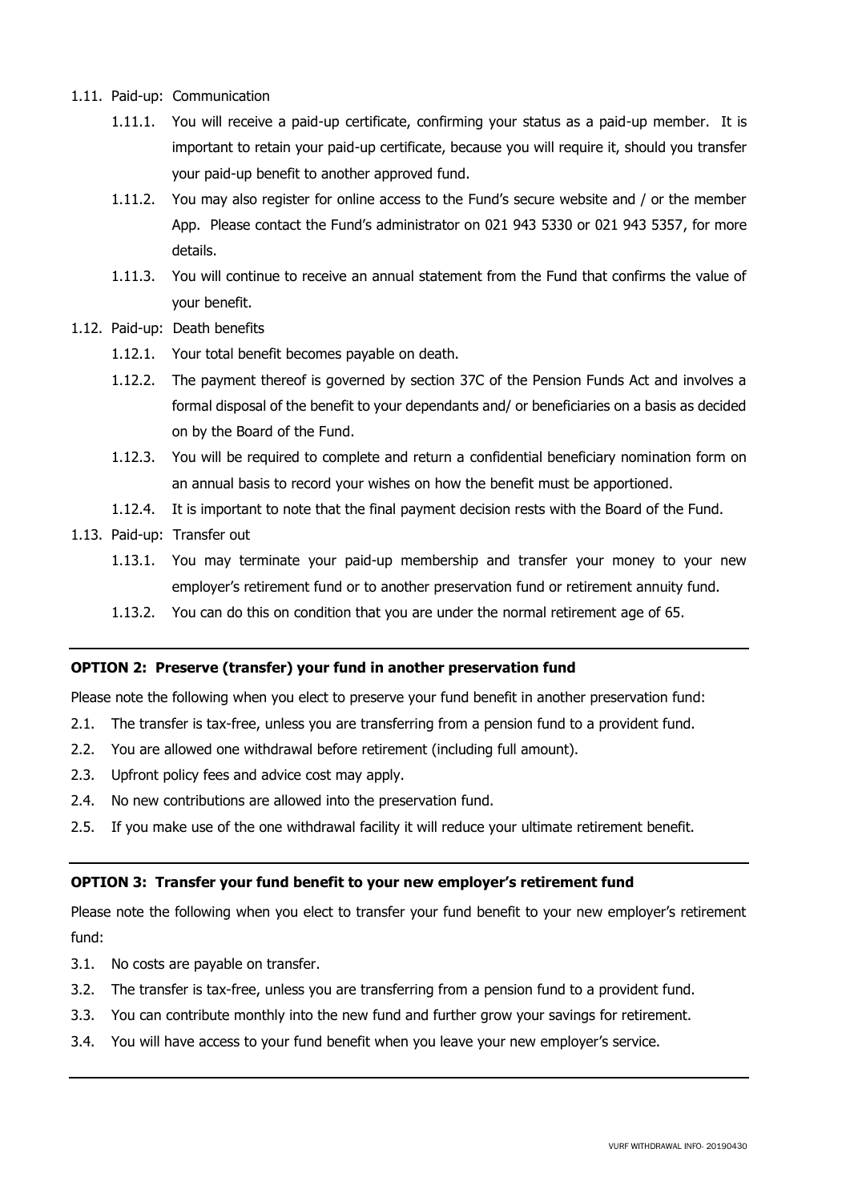1.11. Paid-up: Communication

   1.11.1. You will receive a paid-up certificate, confirming your status as a paid-up member. It is important to retain your paid-up certificate, because you will require it, should you transfer your paid-up benefit to another approved fund.

   1.11.2. You may also register for online access to the Fund's secure website and / or the member App. Please contact the Fund's administrator on 021 943 5330 or 021 943 5357, for more details.

   1.11.3. You will continue to receive an annual statement from the Fund that confirms the value of your benefit.

1.12. Paid-up: Death benefits

   1.12.1. Your total benefit becomes payable on death.

   1.12.2. The payment thereof is governed by section 37C of the Pension Funds Act and involves a formal disposal of the benefit to your dependants and/ or beneficiaries on a basis as decided on by the Board of the Fund.

   1.12.3. You will be required to complete and return a confidential beneficiary nomination form on an annual basis to record your wishes on how the benefit must be apportioned.

   1.12.4. It is important to note that the final payment decision rests with the Board of the Fund.

1.13. Paid-up: Transfer out

   1.13.1. You may terminate your paid-up membership and transfer your money to your new employer's retirement fund or to another preservation fund or retirement annuity fund.

   1.13.2. You can do this on condition that you are under the normal retirement age of 65.

---

**OPTION 2: Preserve (transfer) your fund in another preservation fund**

Please note the following when you elect to preserve your fund benefit in another preservation fund:

2.1. The transfer is tax-free, unless you are transferring from a pension fund to a provident fund.

2.2. You are allowed one withdrawal before retirement (including full amount).

2.3. Upfront policy fees and advice cost may apply.

2.4. No new contributions are allowed into the preservation fund.

2.5. If you make use of the one withdrawal facility it will reduce your ultimate retirement benefit.

---

**OPTION 3: Transfer your fund benefit to your new employer's retirement fund**

Please note the following when you elect to transfer your fund benefit to your new employer's retirement fund:

3.1. No costs are payable on transfer.

3.2. The transfer is tax-free, unless you are transferring from a pension fund to a provident fund.

3.3. You can contribute monthly into the new fund and further grow your savings for retirement.

3.4. You will have access to your fund benefit when you leave your new employer's service.

---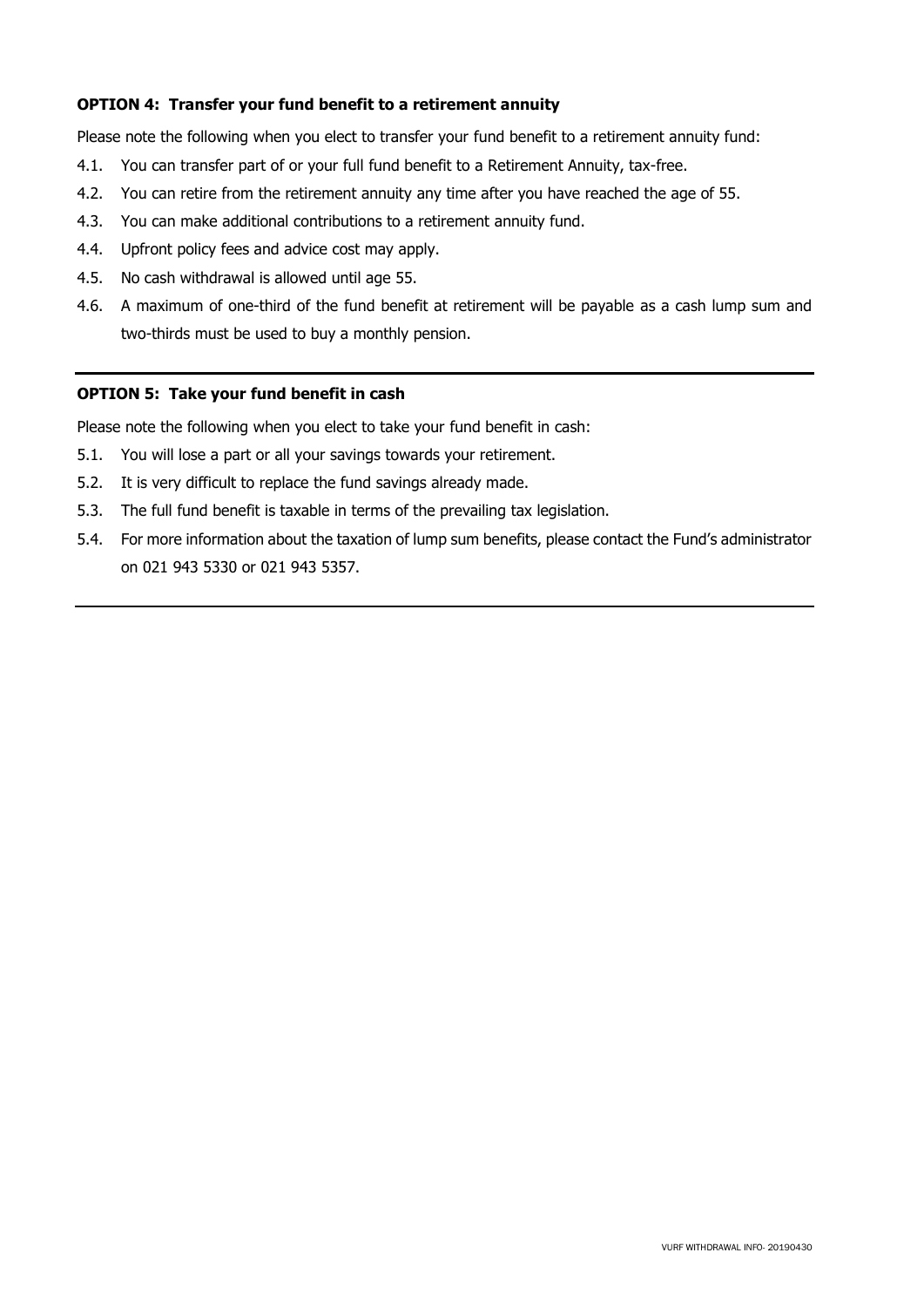**OPTION 4: Transfer your fund benefit to a retirement annuity**

Please note the following when you elect to transfer your fund benefit to a retirement annuity fund:

4.1. You can transfer part of or your full fund benefit to a Retirement Annuity, tax-free.

4.2. You can retire from the retirement annuity any time after you have reached the age of 55.

4.3. You can make additional contributions to a retirement annuity fund.

4.4. Upfront policy fees and advice cost may apply.

4.5. No cash withdrawal is allowed until age 55.

4.6. A maximum of one-third of the fund benefit at retirement will be payable as a cash lump sum and two-thirds must be used to buy a monthly pension.

---

**OPTION 5: Take your fund benefit in cash**

Please note the following when you elect to take your fund benefit in cash:

5.1. You will lose a part or all your savings towards your retirement.

5.2. It is very difficult to replace the fund savings already made.

5.3. The full fund benefit is taxable in terms of the prevailing tax legislation.

5.4. For more information about the taxation of lump sum benefits, please contact the Fund's administrator on 021 943 5330 or 021 943 5357.

---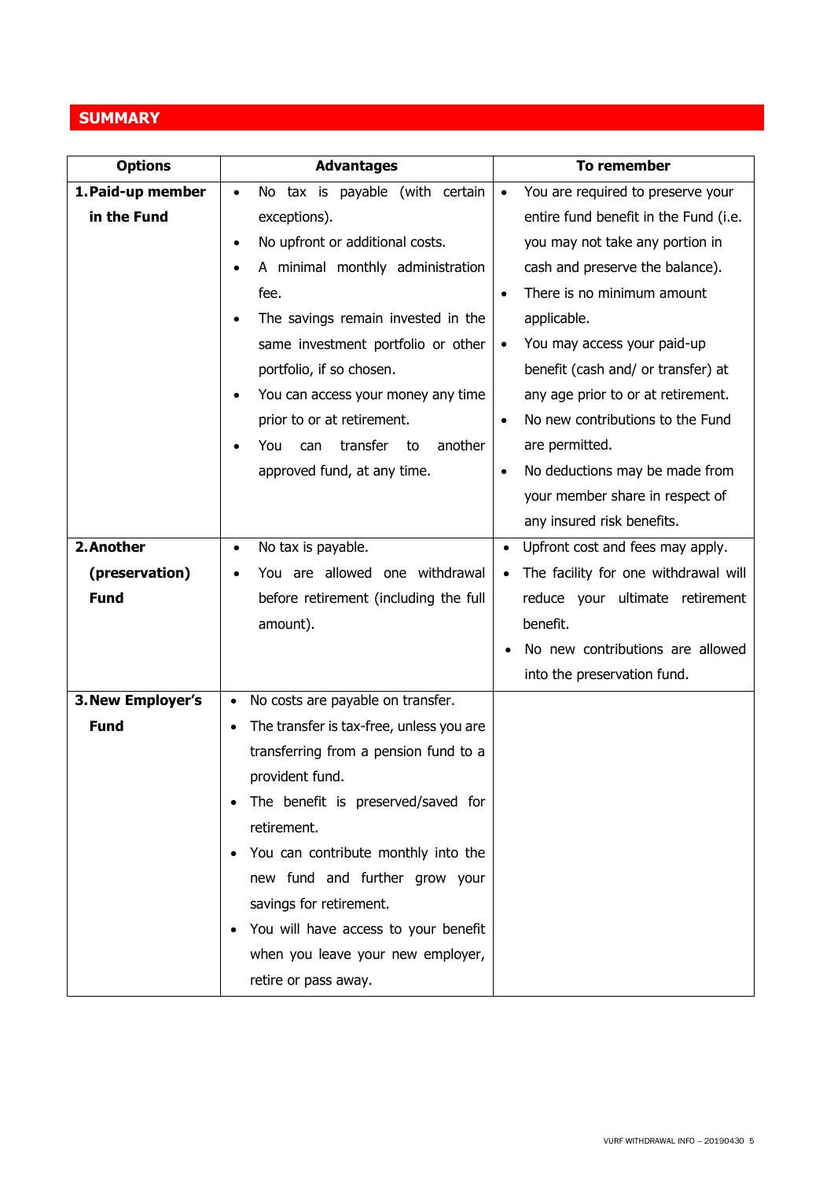## SUMMARY

| Options | Advantages | To remember |
|---|---|---|
| **1. Paid-up member in the Fund** | • No tax is payable (with certain exceptions).<br>• No upfront or additional costs.<br>• A minimal monthly administration fee.<br>• The savings remain invested in the same investment portfolio or other portfolio, if so chosen.<br>• You can access your money any time prior to or at retirement.<br>• You can transfer to another approved fund, at any time. | • You are required to preserve your entire fund benefit in the Fund (i.e. you may not take any portion in cash and preserve the balance).<br>• There is no minimum amount applicable.<br>• You may access your paid-up benefit (cash and/ or transfer) at any age prior to or at retirement.<br>• No new contributions to the Fund are permitted.<br>• No deductions may be made from your member share in respect of any insured risk benefits. |
| **2. Another (preservation) Fund** | • No tax is payable.<br>• You are allowed one withdrawal before retirement (including the full amount). | • Upfront cost and fees may apply.<br>• The facility for one withdrawal will reduce your ultimate retirement benefit.<br>• No new contributions are allowed into the preservation fund. |
| **3. New Employer's Fund** | • No costs are payable on transfer.<br>• The transfer is tax-free, unless you are transferring from a pension fund to a provident fund.<br>• The benefit is preserved/saved for retirement.<br>• You can contribute monthly into the new fund and further grow your savings for retirement.<br>• You will have access to your benefit when you leave your new employer, retire or pass away. | |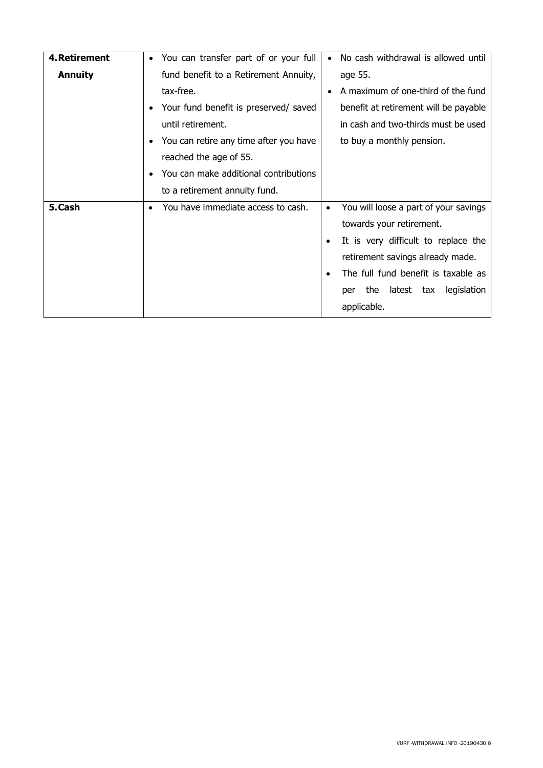| | | |
|---|---|---|
| **4. Retirement Annuity** | • You can transfer part of or your full fund benefit to a Retirement Annuity, tax-free.<br>• Your fund benefit is preserved/ saved until retirement.<br>• You can retire any time after you have reached the age of 55.<br>• You can make additional contributions to a retirement annuity fund. | • No cash withdrawal is allowed until age 55.<br>• A maximum of one-third of the fund benefit at retirement will be payable in cash and two-thirds must be used to buy a monthly pension. |
| **5. Cash** | • You have immediate access to cash. | • You will loose a part of your savings towards your retirement.<br>• It is very difficult to replace the retirement savings already made.<br>• The full fund benefit is taxable as per the latest tax legislation applicable. |